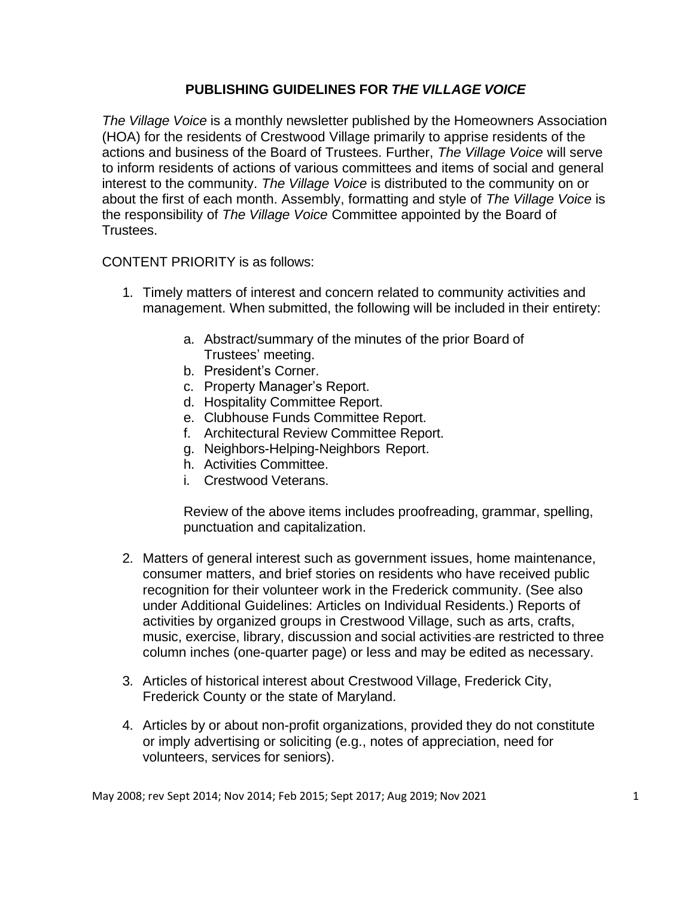# PUBLISHING GUIDELINES FOR *THE VILLAGE VOICE*

*The Village Voice* is a monthly newsletter published by the Homeowners Association (HOA) for the residents of Crestwood Village primarily to apprise residents of the actions and business of the Board of Trustees. Further, *The Village Voice* will serve to inform residents of actions of various committees and items of social and general interest to the community. *The Village Voice* is distributed to the community on or about the first of each month. Assembly, formatting and style of *The Village Voice* is the responsibility of *The Village Voice* Committee appointed by the Board of Trustees.

CONTENT PRIORITY is as follows:

1. Timely matters of interest and concern related to community activities and management. When submitted, the following will be included in their entirety:

    a. Abstract/summary of the minutes of the prior Board of Trustees' meeting.
    b. President's Corner.
    c. Property Manager's Report.
    d. Hospitality Committee Report.
    e. Clubhouse Funds Committee Report.
    f. Architectural Review Committee Report.
    g. Neighbors-Helping-Neighbors Report.
    h. Activities Committee.
    i. Crestwood Veterans.

    Review of the above items includes proofreading, grammar, spelling, punctuation and capitalization.

2. Matters of general interest such as government issues, home maintenance, consumer matters, and brief stories on residents who have received public recognition for their volunteer work in the Frederick community. (See also under Additional Guidelines: Articles on Individual Residents.) Reports of activities by organized groups in Crestwood Village, such as arts, crafts, music, exercise, library, discussion and social activities are restricted to three column inches (one-quarter page) or less and may be edited as necessary.

3. Articles of historical interest about Crestwood Village, Frederick City, Frederick County or the state of Maryland.

4. Articles by or about non-profit organizations, provided they do not constitute or imply advertising or soliciting (e.g., notes of appreciation, need for volunteers, services for seniors).

May 2008; rev Sept 2014; Nov 2014; Feb 2015; Sept 2017; Aug 2019; Nov 2021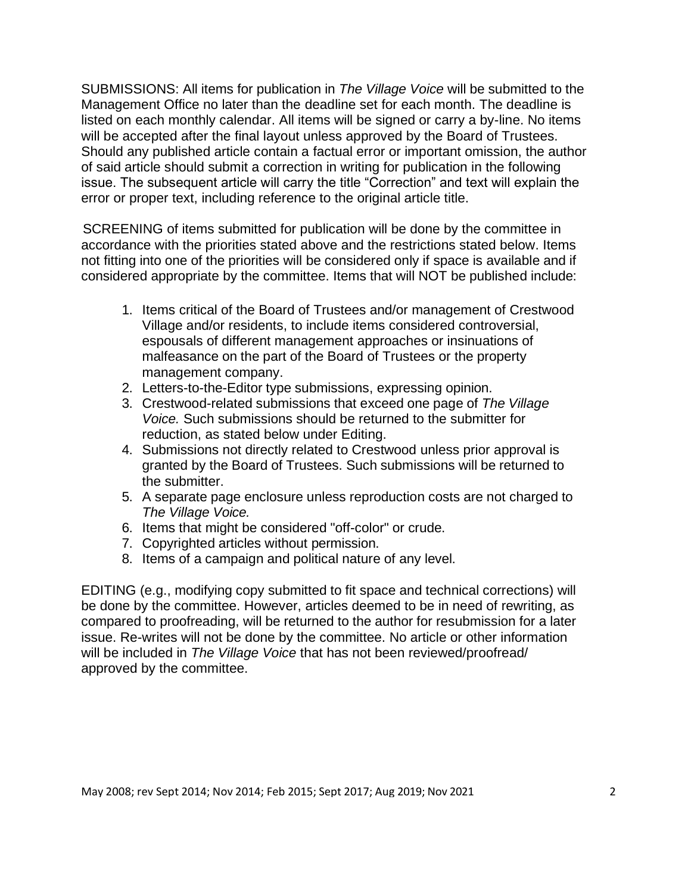SUBMISSIONS: All items for publication in *The Village Voice* will be submitted to the Management Office no later than the deadline set for each month. The deadline is listed on each monthly calendar. All items will be signed or carry a by-line. No items will be accepted after the final layout unless approved by the Board of Trustees. Should any published article contain a factual error or important omission, the author of said article should submit a correction in writing for publication in the following issue. The subsequent article will carry the title "Correction" and text will explain the error or proper text, including reference to the original article title.

SCREENING of items submitted for publication will be done by the committee in accordance with the priorities stated above and the restrictions stated below. Items not fitting into one of the priorities will be considered only if space is available and if considered appropriate by the committee. Items that will NOT be published include:

1. Items critical of the Board of Trustees and/or management of Crestwood Village and/or residents, to include items considered controversial, espousals of different management approaches or insinuations of malfeasance on the part of the Board of Trustees or the property management company.
2. Letters-to-the-Editor type submissions, expressing opinion.
3. Crestwood-related submissions that exceed one page of *The Village Voice.* Such submissions should be returned to the submitter for reduction, as stated below under Editing.
4. Submissions not directly related to Crestwood unless prior approval is granted by the Board of Trustees. Such submissions will be returned to the submitter.
5. A separate page enclosure unless reproduction costs are not charged to *The Village Voice.*
6. Items that might be considered "off-color" or crude.
7. Copyrighted articles without permission.
8. Items of a campaign and political nature of any level.

EDITING (e.g., modifying copy submitted to fit space and technical corrections) will be done by the committee. However, articles deemed to be in need of rewriting, as compared to proofreading, will be returned to the author for resubmission for a later issue. Re-writes will not be done by the committee. No article or other information will be included in *The Village Voice* that has not been reviewed/proofread/ approved by the committee.

May 2008; rev Sept 2014; Nov 2014; Feb 2015; Sept 2017; Aug 2019; Nov 2021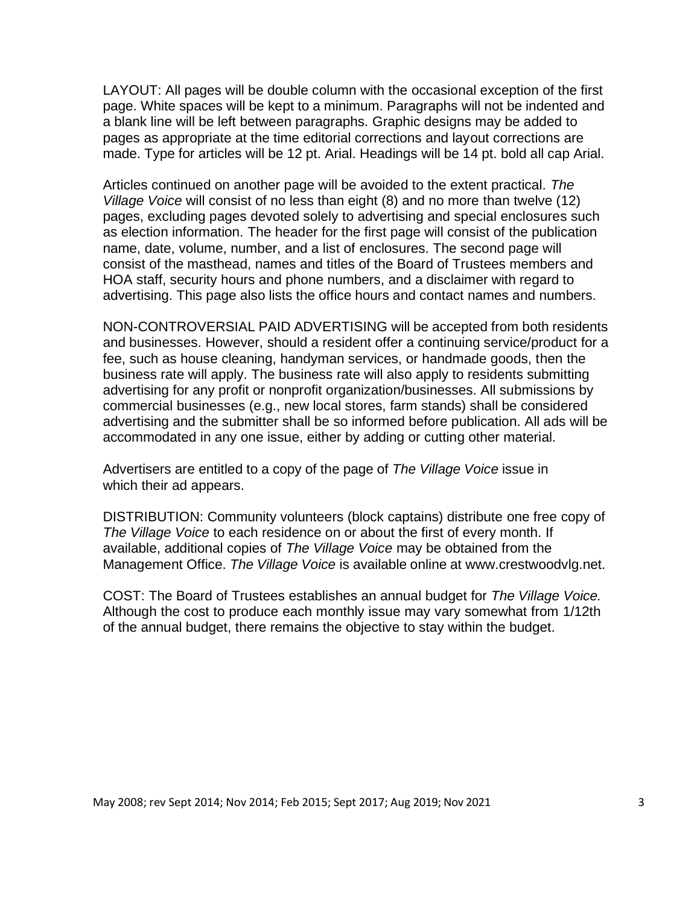LAYOUT: All pages will be double column with the occasional exception of the first page. White spaces will be kept to a minimum. Paragraphs will not be indented and a blank line will be left between paragraphs. Graphic designs may be added to pages as appropriate at the time editorial corrections and layout corrections are made. Type for articles will be 12 pt. Arial. Headings will be 14 pt. bold all cap Arial.

Articles continued on another page will be avoided to the extent practical. *The Village Voice* will consist of no less than eight (8) and no more than twelve (12) pages, excluding pages devoted solely to advertising and special enclosures such as election information. The header for the first page will consist of the publication name, date, volume, number, and a list of enclosures. The second page will consist of the masthead, names and titles of the Board of Trustees members and HOA staff, security hours and phone numbers, and a disclaimer with regard to advertising. This page also lists the office hours and contact names and numbers.

NON-CONTROVERSIAL PAID ADVERTISING will be accepted from both residents and businesses. However, should a resident offer a continuing service/product for a fee, such as house cleaning, handyman services, or handmade goods, then the business rate will apply. The business rate will also apply to residents submitting advertising for any profit or nonprofit organization/businesses. All submissions by commercial businesses (e.g., new local stores, farm stands) shall be considered advertising and the submitter shall be so informed before publication. All ads will be accommodated in any one issue, either by adding or cutting other material.

Advertisers are entitled to a copy of the page of *The Village Voice* issue in which their ad appears.

DISTRIBUTION: Community volunteers (block captains) distribute one free copy of *The Village Voice* to each residence on or about the first of every month. If available, additional copies of *The Village Voice* may be obtained from the Management Office. *The Village Voice* is available online at www.crestwoodvlg.net.

COST: The Board of Trustees establishes an annual budget for *The Village Voice.* Although the cost to produce each monthly issue may vary somewhat from 1/12th of the annual budget, there remains the objective to stay within the budget.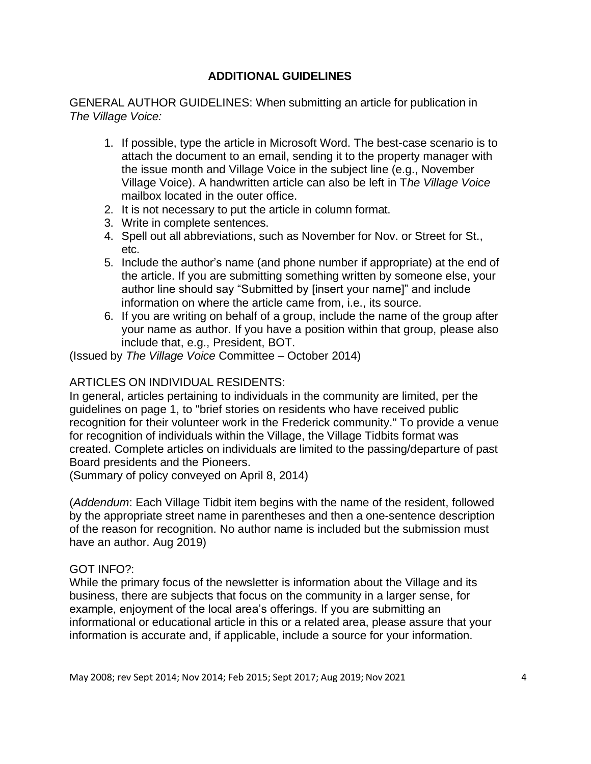## ADDITIONAL GUIDELINES

GENERAL AUTHOR GUIDELINES: When submitting an article for publication in *The Village Voice:*

1. If possible, type the article in Microsoft Word. The best-case scenario is to attach the document to an email, sending it to the property manager with the issue month and Village Voice in the subject line (e.g., November Village Voice). A handwritten article can also be left in T*he Village Voice* mailbox located in the outer office.
2. It is not necessary to put the article in column format.
3. Write in complete sentences.
4. Spell out all abbreviations, such as November for Nov. or Street for St., etc.
5. Include the author's name (and phone number if appropriate) at the end of the article. If you are submitting something written by someone else, your author line should say "Submitted by [insert your name]" and include information on where the article came from, i.e., its source.
6. If you are writing on behalf of a group, include the name of the group after your name as author. If you have a position within that group, please also include that, e.g., President, BOT.

(Issued by *The Village Voice* Committee – October 2014)

ARTICLES ON INDIVIDUAL RESIDENTS:
In general, articles pertaining to individuals in the community are limited, per the guidelines on page 1, to "brief stories on residents who have received public recognition for their volunteer work in the Frederick community." To provide a venue for recognition of individuals within the Village, the Village Tidbits format was created. Complete articles on individuals are limited to the passing/departure of past Board presidents and the Pioneers.
(Summary of policy conveyed on April 8, 2014)

(*Addendum*: Each Village Tidbit item begins with the name of the resident, followed by the appropriate street name in parentheses and then a one-sentence description of the reason for recognition. No author name is included but the submission must have an author. Aug 2019)

GOT INFO?:
While the primary focus of the newsletter is information about the Village and its business, there are subjects that focus on the community in a larger sense, for example, enjoyment of the local area's offerings. If you are submitting an informational or educational article in this or a related area, please assure that your information is accurate and, if applicable, include a source for your information.

May 2008; rev Sept 2014; Nov 2014; Feb 2015; Sept 2017; Aug 2019; Nov 2021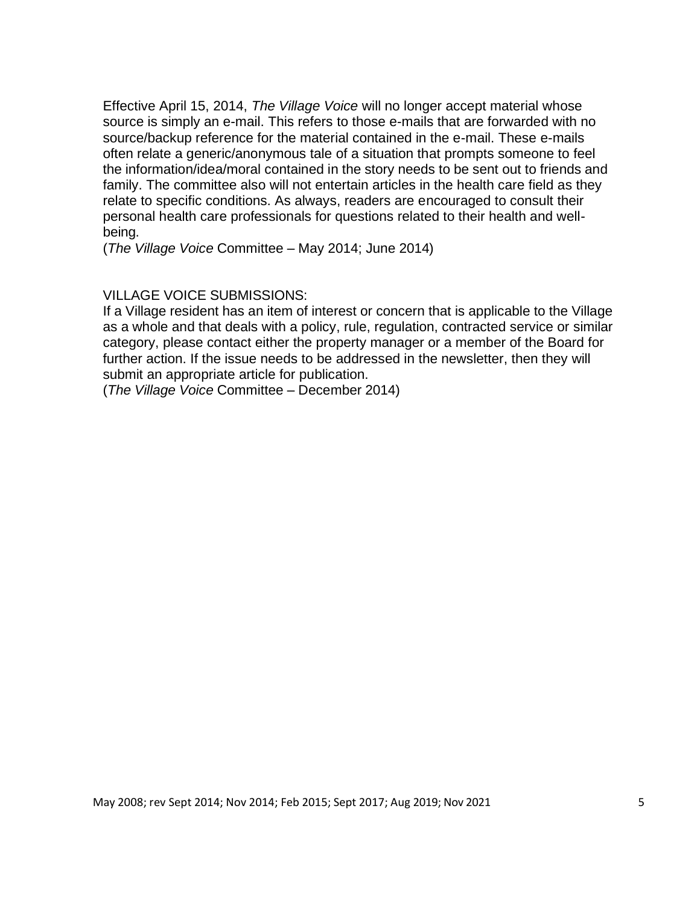Effective April 15, 2014, *The Village Voice* will no longer accept material whose source is simply an e-mail. This refers to those e-mails that are forwarded with no source/backup reference for the material contained in the e-mail. These e-mails often relate a generic/anonymous tale of a situation that prompts someone to feel the information/idea/moral contained in the story needs to be sent out to friends and family. The committee also will not entertain articles in the health care field as they relate to specific conditions. As always, readers are encouraged to consult their personal health care professionals for questions related to their health and well-being.
(*The Village Voice* Committee – May 2014; June 2014)

VILLAGE VOICE SUBMISSIONS:
If a Village resident has an item of interest or concern that is applicable to the Village as a whole and that deals with a policy, rule, regulation, contracted service or similar category, please contact either the property manager or a member of the Board for further action. If the issue needs to be addressed in the newsletter, then they will submit an appropriate article for publication.
(*The Village Voice* Committee – December 2014)